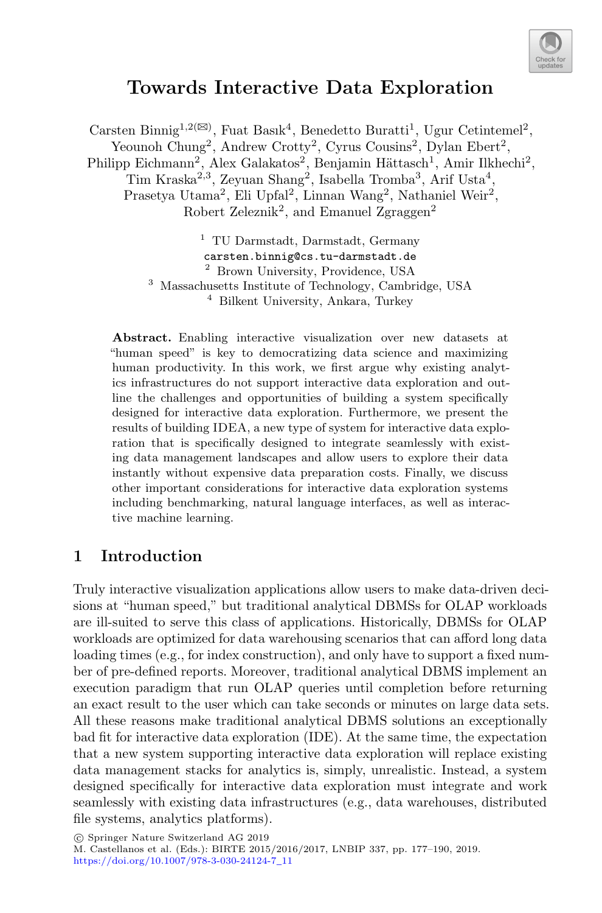# Towards Interactive Data Exploration

Carsten Binnig[1,2](✉), Fuat Basık[4], Benedetto Buratti[1], Ugur Cetintemel[2], Yeounoh Chung[2], Andrew Crotty[2], Cyrus Cousins[2], Dylan Ebert[2], Philipp Eichmann[2], Alex Galakatos[2], Benjamin Hättasch[1], Amir Ilkhechi[2], Tim Kraska[2,3], Zeyuan Shang[2], Isabella Tromba[3], Arif Usta[4], Prasetya Utama[2], Eli Upfal[2], Linnan Wang[2], Nathaniel Weir[2], Robert Zeleznik[2], and Emanuel Zgraggen[2]

[1] TU Darmstadt, Darmstadt, Germany
carsten.binnig@cs.tu-darmstadt.de
[2] Brown University, Providence, USA
[3] Massachusetts Institute of Technology, Cambridge, USA
[4] Bilkent University, Ankara, Turkey

**Abstract.** Enabling interactive visualization over new datasets at "human speed" is key to democratizing data science and maximizing human productivity. In this work, we first argue why existing analytics infrastructures do not support interactive data exploration and outline the challenges and opportunities of building a system specifically designed for interactive data exploration. Furthermore, we present the results of building IDEA, a new type of system for interactive data exploration that is specifically designed to integrate seamlessly with existing data management landscapes and allow users to explore their data instantly without expensive data preparation costs. Finally, we discuss other important considerations for interactive data exploration systems including benchmarking, natural language interfaces, as well as interactive machine learning.

## 1 Introduction

Truly interactive visualization applications allow users to make data-driven decisions at "human speed," but traditional analytical DBMSs for OLAP workloads are ill-suited to serve this class of applications. Historically, DBMSs for OLAP workloads are optimized for data warehousing scenarios that can afford long data loading times (e.g., for index construction), and only have to support a fixed number of pre-defined reports. Moreover, traditional analytical DBMS implement an execution paradigm that run OLAP queries until completion before returning an exact result to the user which can take seconds or minutes on large data sets. All these reasons make traditional analytical DBMS solutions an exceptionally bad fit for interactive data exploration (IDE). At the same time, the expectation that a new system supporting interactive data exploration will replace existing data management stacks for analytics is, simply, unrealistic. Instead, a system designed specifically for interactive data exploration must integrate and work seamlessly with existing data infrastructures (e.g., data warehouses, distributed file systems, analytics platforms).

© Springer Nature Switzerland AG 2019
M. Castellanos et al. (Eds.): BIRTE 2015/2016/2017, LNBIP 337, pp. 177–190, 2019.
https://doi.org/10.1007/978-3-030-24124-7_11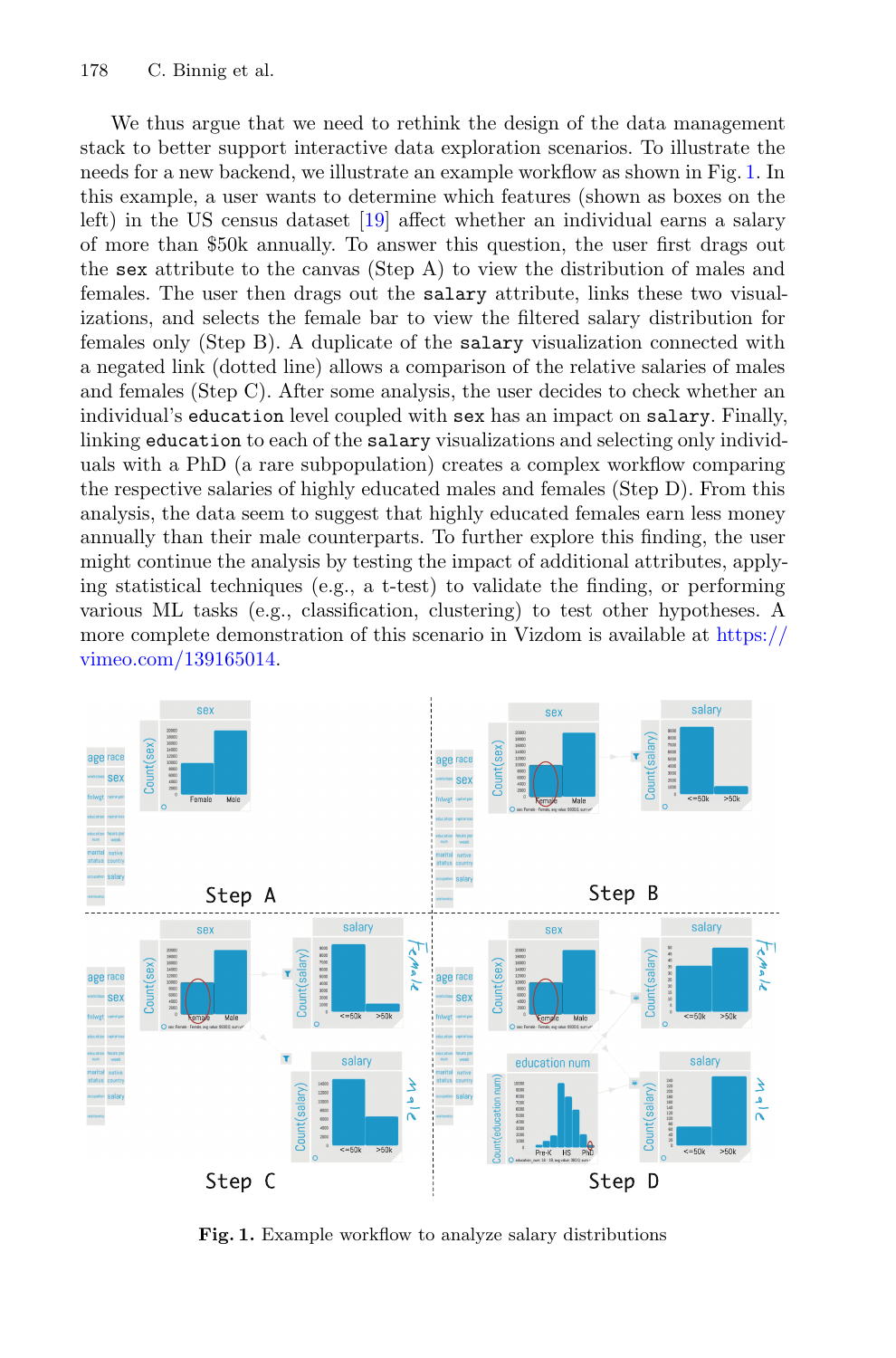We thus argue that we need to rethink the design of the data management stack to better support interactive data exploration scenarios. To illustrate the needs for a new backend, we illustrate an example workflow as shown in Fig. 1. In this example, a user wants to determine which features (shown as boxes on the left) in the US census dataset [19] affect whether an individual earns a salary of more than \$50k annually. To answer this question, the user first drags out the `sex` attribute to the canvas (Step A) to view the distribution of males and females. The user then drags out the `salary` attribute, links these two visualizations, and selects the female bar to view the filtered salary distribution for females only (Step B). A duplicate of the `salary` visualization connected with a negated link (dotted line) allows a comparison of the relative salaries of males and females (Step C). After some analysis, the user decides to check whether an individual's `education` level coupled with `sex` has an impact on `salary`. Finally, linking `education` to each of the `salary` visualizations and selecting only individuals with a PhD (a rare subpopulation) creates a complex workflow comparing the respective salaries of highly educated males and females (Step D). From this analysis, the data seem to suggest that highly educated females earn less money annually than their male counterparts. To further explore this finding, the user might continue the analysis by testing the impact of additional attributes, applying statistical techniques (e.g., a t-test) to validate the finding, or performing various ML tasks (e.g., classification, clustering) to test other hypotheses. A more complete demonstration of this scenario in Vizdom is available at https://vimeo.com/139165014.

Step A
Step B
Step C
Step D

**Fig. 1.** Example workflow to analyze salary distributions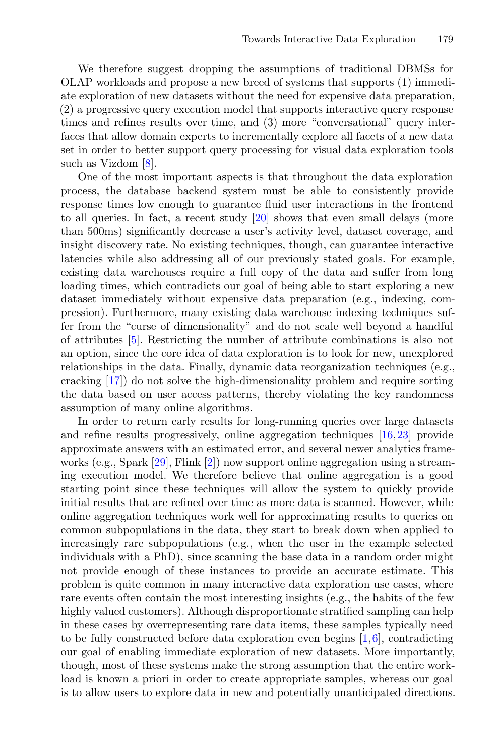We therefore suggest dropping the assumptions of traditional DBMSs for OLAP workloads and propose a new breed of systems that supports (1) immediate exploration of new datasets without the need for expensive data preparation, (2) a progressive query execution model that supports interactive query response times and refines results over time, and (3) more "conversational" query interfaces that allow domain experts to incrementally explore all facets of a new data set in order to better support query processing for visual data exploration tools such as Vizdom [8].

One of the most important aspects is that throughout the data exploration process, the database backend system must be able to consistently provide response times low enough to guarantee fluid user interactions in the frontend to all queries. In fact, a recent study [20] shows that even small delays (more than 500ms) significantly decrease a user's activity level, dataset coverage, and insight discovery rate. No existing techniques, though, can guarantee interactive latencies while also addressing all of our previously stated goals. For example, existing data warehouses require a full copy of the data and suffer from long loading times, which contradicts our goal of being able to start exploring a new dataset immediately without expensive data preparation (e.g., indexing, compression). Furthermore, many existing data warehouse indexing techniques suffer from the "curse of dimensionality" and do not scale well beyond a handful of attributes [5]. Restricting the number of attribute combinations is also not an option, since the core idea of data exploration is to look for new, unexplored relationships in the data. Finally, dynamic data reorganization techniques (e.g., cracking [17]) do not solve the high-dimensionality problem and require sorting the data based on user access patterns, thereby violating the key randomness assumption of many online algorithms.

In order to return early results for long-running queries over large datasets and refine results progressively, online aggregation techniques [16,23] provide approximate answers with an estimated error, and several newer analytics frameworks (e.g., Spark [29], Flink [2]) now support online aggregation using a streaming execution model. We therefore believe that online aggregation is a good starting point since these techniques will allow the system to quickly provide initial results that are refined over time as more data is scanned. However, while online aggregation techniques work well for approximating results to queries on common subpopulations in the data, they start to break down when applied to increasingly rare subpopulations (e.g., when the user in the example selected individuals with a PhD), since scanning the base data in a random order might not provide enough of these instances to provide an accurate estimate. This problem is quite common in many interactive data exploration use cases, where rare events often contain the most interesting insights (e.g., the habits of the few highly valued customers). Although disproportionate stratified sampling can help in these cases by overrepresenting rare data items, these samples typically need to be fully constructed before data exploration even begins [1,6], contradicting our goal of enabling immediate exploration of new datasets. More importantly, though, most of these systems make the strong assumption that the entire workload is known a priori in order to create appropriate samples, whereas our goal is to allow users to explore data in new and potentially unanticipated directions.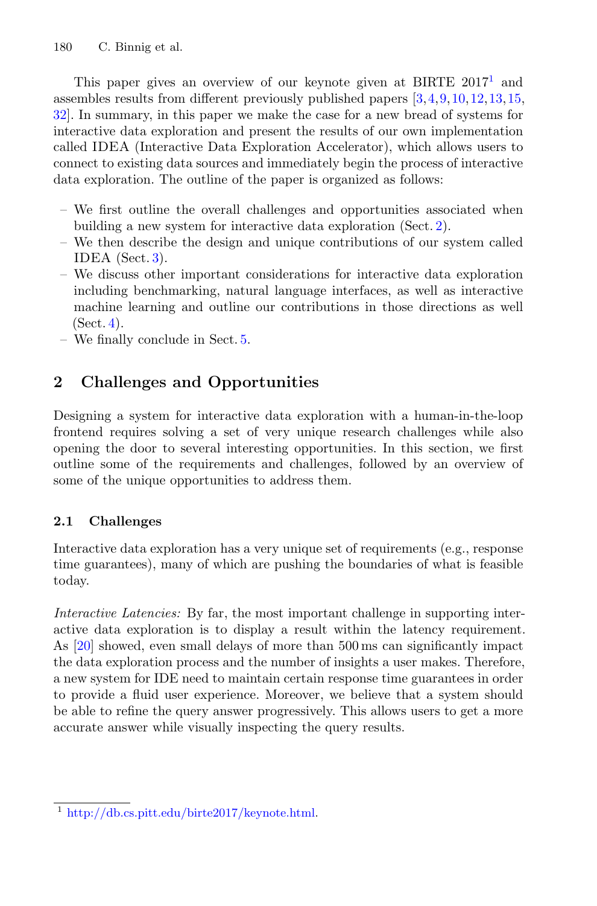This paper gives an overview of our keynote given at BIRTE 2017[1] and assembles results from different previously published papers [3,4,9,10,12,13,15,32]. In summary, in this paper we make the case for a new bread of systems for interactive data exploration and present the results of our own implementation called IDEA (Interactive Data Exploration Accelerator), which allows users to connect to existing data sources and immediately begin the process of interactive data exploration. The outline of the paper is organized as follows:

- We first outline the overall challenges and opportunities associated when building a new system for interactive data exploration (Sect. 2).
- We then describe the design and unique contributions of our system called IDEA (Sect. 3).
- We discuss other important considerations for interactive data exploration including benchmarking, natural language interfaces, as well as interactive machine learning and outline our contributions in those directions as well (Sect. 4).
- We finally conclude in Sect. 5.

## 2 Challenges and Opportunities

Designing a system for interactive data exploration with a human-in-the-loop frontend requires solving a set of very unique research challenges while also opening the door to several interesting opportunities. In this section, we first outline some of the requirements and challenges, followed by an overview of some of the unique opportunities to address them.

### 2.1 Challenges

Interactive data exploration has a very unique set of requirements (e.g., response time guarantees), many of which are pushing the boundaries of what is feasible today.

*Interactive Latencies:* By far, the most important challenge in supporting interactive data exploration is to display a result within the latency requirement. As [20] showed, even small delays of more than 500 ms can significantly impact the data exploration process and the number of insights a user makes. Therefore, a new system for IDE need to maintain certain response time guarantees in order to provide a fluid user experience. Moreover, we believe that a system should be able to refine the query answer progressively. This allows users to get a more accurate answer while visually inspecting the query results.

[1] http://db.cs.pitt.edu/birte2017/keynote.html.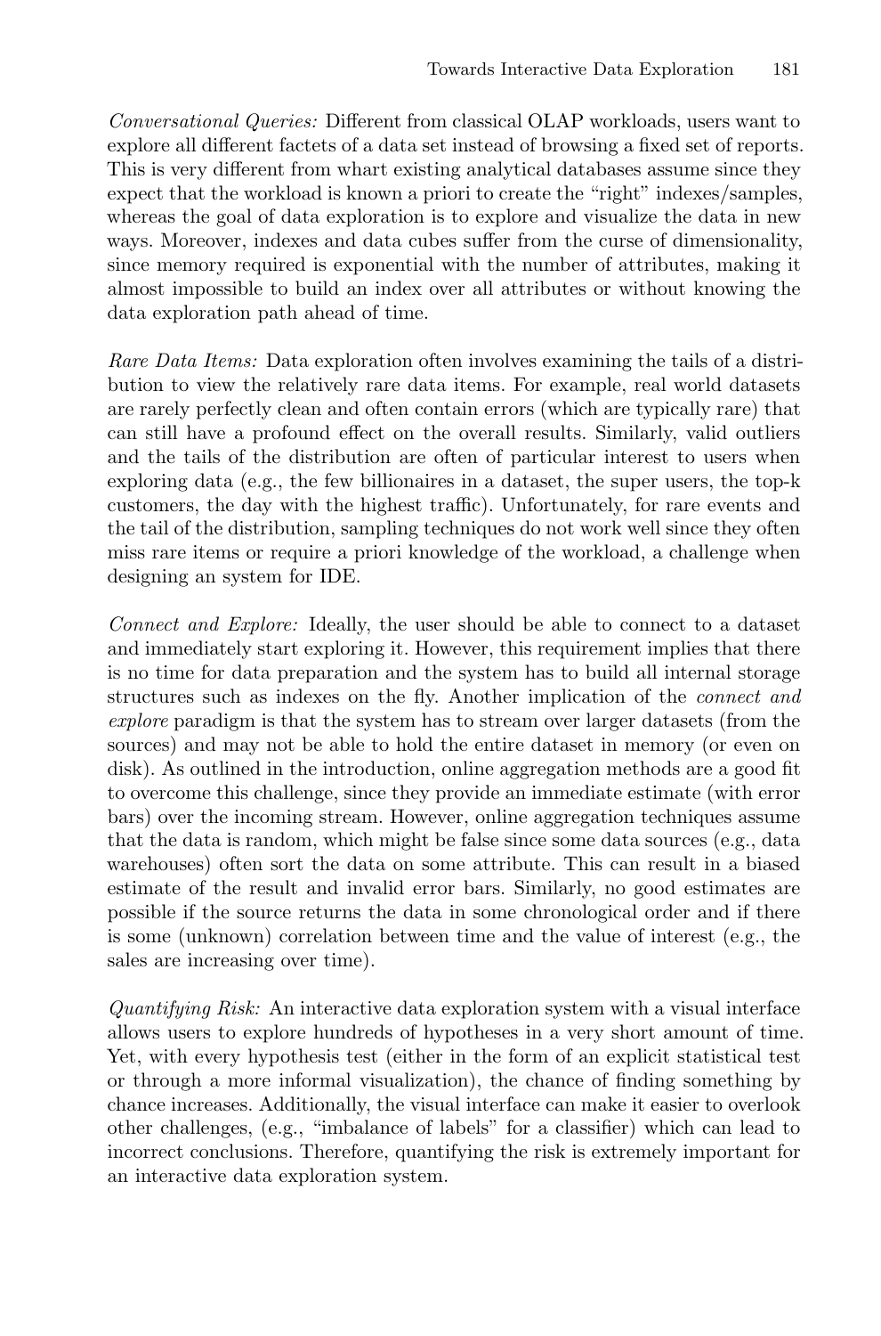*Conversational Queries:* Different from classical OLAP workloads, users want to explore all different factets of a data set instead of browsing a fixed set of reports. This is very different from whart existing analytical databases assume since they expect that the workload is known a priori to create the "right" indexes/samples, whereas the goal of data exploration is to explore and visualize the data in new ways. Moreover, indexes and data cubes suffer from the curse of dimensionality, since memory required is exponential with the number of attributes, making it almost impossible to build an index over all attributes or without knowing the data exploration path ahead of time.

*Rare Data Items:* Data exploration often involves examining the tails of a distribution to view the relatively rare data items. For example, real world datasets are rarely perfectly clean and often contain errors (which are typically rare) that can still have a profound effect on the overall results. Similarly, valid outliers and the tails of the distribution are often of particular interest to users when exploring data (e.g., the few billionaires in a dataset, the super users, the top-k customers, the day with the highest traffic). Unfortunately, for rare events and the tail of the distribution, sampling techniques do not work well since they often miss rare items or require a priori knowledge of the workload, a challenge when designing an system for IDE.

*Connect and Explore:* Ideally, the user should be able to connect to a dataset and immediately start exploring it. However, this requirement implies that there is no time for data preparation and the system has to build all internal storage structures such as indexes on the fly. Another implication of the *connect and explore* paradigm is that the system has to stream over larger datasets (from the sources) and may not be able to hold the entire dataset in memory (or even on disk). As outlined in the introduction, online aggregation methods are a good fit to overcome this challenge, since they provide an immediate estimate (with error bars) over the incoming stream. However, online aggregation techniques assume that the data is random, which might be false since some data sources (e.g., data warehouses) often sort the data on some attribute. This can result in a biased estimate of the result and invalid error bars. Similarly, no good estimates are possible if the source returns the data in some chronological order and if there is some (unknown) correlation between time and the value of interest (e.g., the sales are increasing over time).

*Quantifying Risk:* An interactive data exploration system with a visual interface allows users to explore hundreds of hypotheses in a very short amount of time. Yet, with every hypothesis test (either in the form of an explicit statistical test or through a more informal visualization), the chance of finding something by chance increases. Additionally, the visual interface can make it easier to overlook other challenges, (e.g., "imbalance of labels" for a classifier) which can lead to incorrect conclusions. Therefore, quantifying the risk is extremely important for an interactive data exploration system.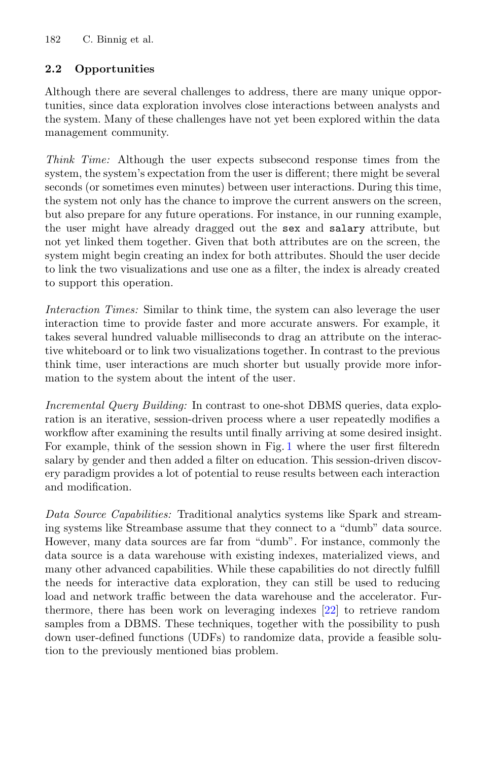### 2.2 Opportunities

Although there are several challenges to address, there are many unique opportunities, since data exploration involves close interactions between analysts and the system. Many of these challenges have not yet been explored within the data management community.

*Think Time:* Although the user expects subsecond response times from the system, the system's expectation from the user is different; there might be several seconds (or sometimes even minutes) between user interactions. During this time, the system not only has the chance to improve the current answers on the screen, but also prepare for any future operations. For instance, in our running example, the user might have already dragged out the `sex` and `salary` attribute, but not yet linked them together. Given that both attributes are on the screen, the system might begin creating an index for both attributes. Should the user decide to link the two visualizations and use one as a filter, the index is already created to support this operation.

*Interaction Times:* Similar to think time, the system can also leverage the user interaction time to provide faster and more accurate answers. For example, it takes several hundred valuable milliseconds to drag an attribute on the interactive whiteboard or to link two visualizations together. In contrast to the previous think time, user interactions are much shorter but usually provide more information to the system about the intent of the user.

*Incremental Query Building:* In contrast to one-shot DBMS queries, data exploration is an iterative, session-driven process where a user repeatedly modifies a workflow after examining the results until finally arriving at some desired insight. For example, think of the session shown in Fig. 1 where the user first filteredn salary by gender and then added a filter on education. This session-driven discovery paradigm provides a lot of potential to reuse results between each interaction and modification.

*Data Source Capabilities:* Traditional analytics systems like Spark and streaming systems like Streambase assume that they connect to a "dumb" data source. However, many data sources are far from "dumb". For instance, commonly the data source is a data warehouse with existing indexes, materialized views, and many other advanced capabilities. While these capabilities do not directly fulfill the needs for interactive data exploration, they can still be used to reducing load and network traffic between the data warehouse and the accelerator. Furthermore, there has been work on leveraging indexes [22] to retrieve random samples from a DBMS. These techniques, together with the possibility to push down user-defined functions (UDFs) to randomize data, provide a feasible solution to the previously mentioned bias problem.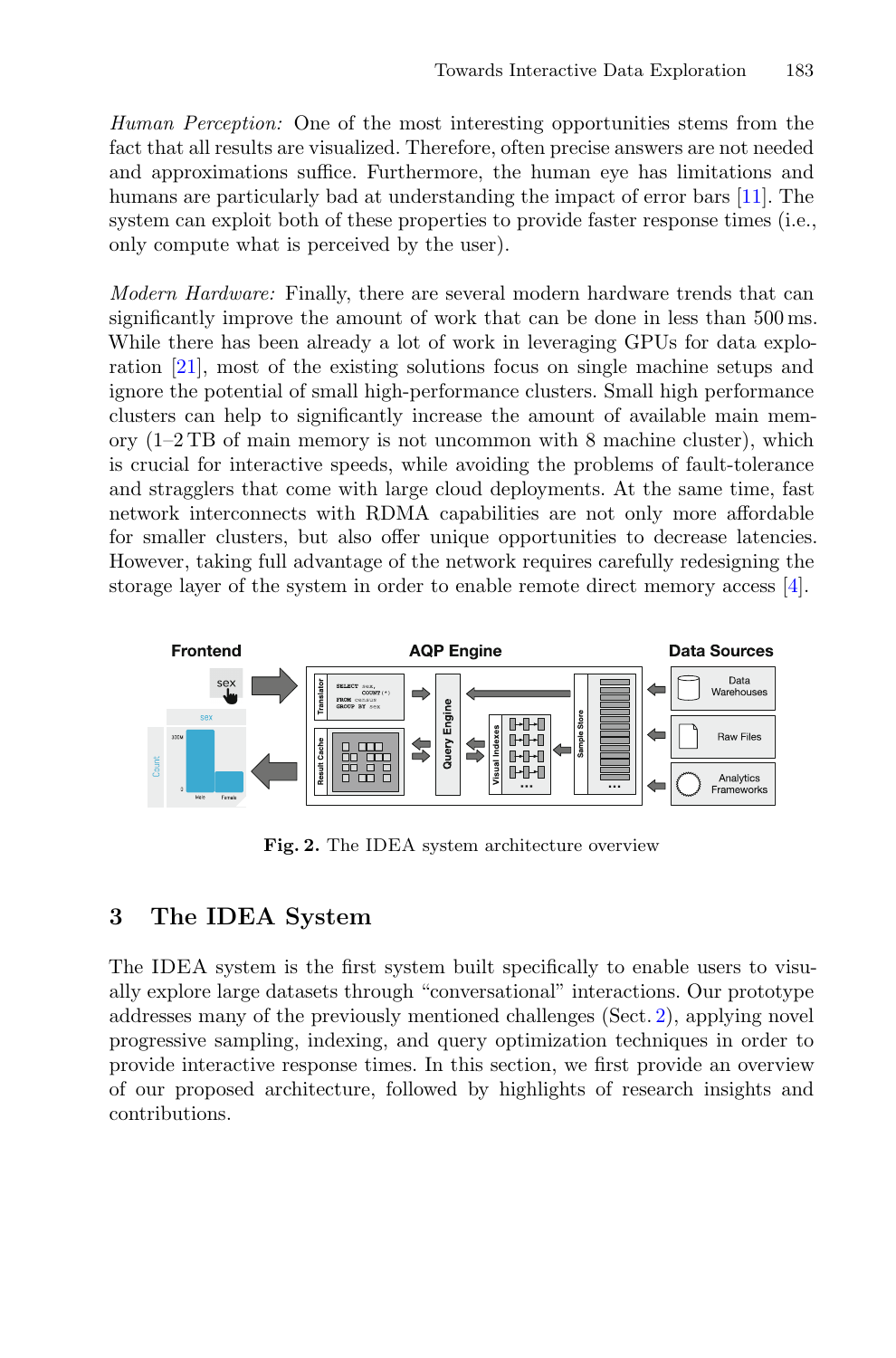*Human Perception:* One of the most interesting opportunities stems from the fact that all results are visualized. Therefore, often precise answers are not needed and approximations suffice. Furthermore, the human eye has limitations and humans are particularly bad at understanding the impact of error bars [11]. The system can exploit both of these properties to provide faster response times (i.e., only compute what is perceived by the user).

*Modern Hardware:* Finally, there are several modern hardware trends that can significantly improve the amount of work that can be done in less than 500 ms. While there has been already a lot of work in leveraging GPUs for data exploration [21], most of the existing solutions focus on single machine setups and ignore the potential of small high-performance clusters. Small high performance clusters can help to significantly increase the amount of available main memory (1–2 TB of main memory is not uncommon with 8 machine cluster), which is crucial for interactive speeds, while avoiding the problems of fault-tolerance and stragglers that come with large cloud deployments. At the same time, fast network interconnects with RDMA capabilities are not only affordable for smaller clusters, but also offer unique opportunities to decrease latencies. However, taking full advantage of the network requires carefully redesigning the storage layer of the system in order to enable remote direct memory access [4].

**Fig. 2.** The IDEA system architecture overview

## 3 The IDEA System

The IDEA system is the first system built specifically to enable users to visually explore large datasets through "conversational" interactions. Our prototype addresses many of the previously mentioned challenges (Sect. 2), applying novel progressive sampling, indexing, and query optimization techniques in order to provide interactive response times. In this section, we first provide an overview of our proposed architecture, followed by highlights of research insights and contributions.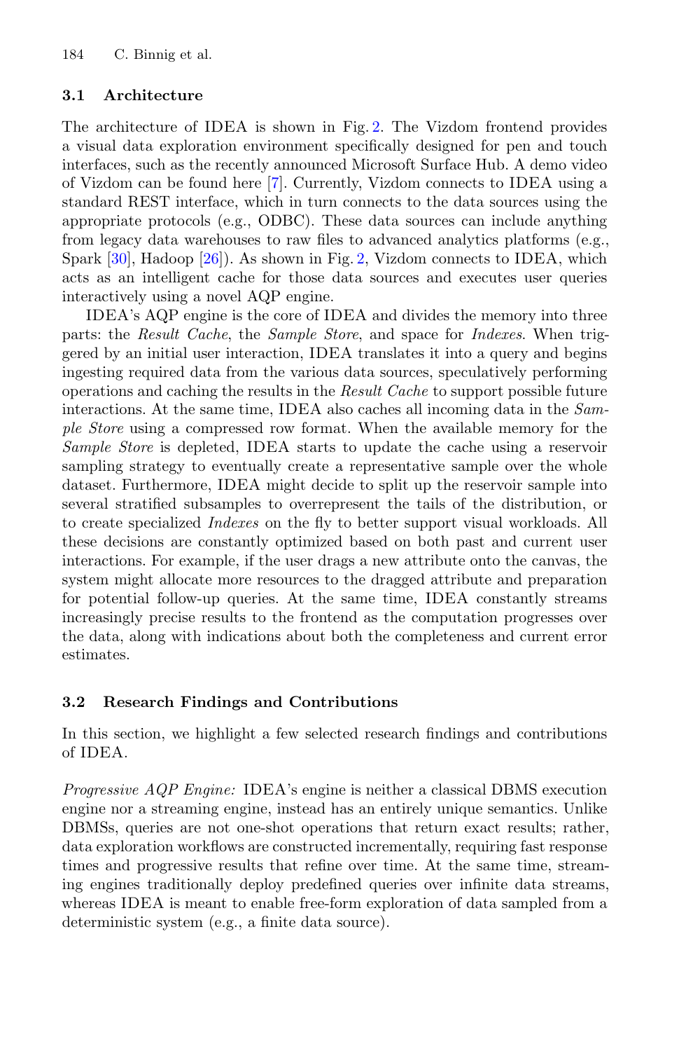### 3.1 Architecture

The architecture of IDEA is shown in Fig. 2. The Vizdom frontend provides a visual data exploration environment specifically designed for pen and touch interfaces, such as the recently announced Microsoft Surface Hub. A demo video of Vizdom can be found here [7]. Currently, Vizdom connects to IDEA using a standard REST interface, which in turn connects to the data sources using the appropriate protocols (e.g., ODBC). These data sources can include anything from legacy data warehouses to raw files to advanced analytics platforms (e.g., Spark [30], Hadoop [26]). As shown in Fig. 2, Vizdom connects to IDEA, which acts as an intelligent cache for those data sources and executes user queries interactively using a novel AQP engine.

IDEA's AQP engine is the core of IDEA and divides the memory into three parts: the *Result Cache*, the *Sample Store*, and space for *Indexes*. When triggered by an initial user interaction, IDEA translates it into a query and begins ingesting required data from the various data sources, speculatively performing operations and caching the results in the *Result Cache* to support possible future interactions. At the same time, IDEA also caches all incoming data in the *Sample Store* using a compressed row format. When the available memory for the *Sample Store* is depleted, IDEA starts to update the cache using a reservoir sampling strategy to eventually create a representative sample over the whole dataset. Furthermore, IDEA might decide to split up the reservoir sample into several stratified subsamples to overrepresent the tails of the distribution, or to create specialized *Indexes* on the fly to better support visual workloads. All these decisions are constantly optimized based on both past and current user interactions. For example, if the user drags a new attribute onto the canvas, the system might allocate more resources to the dragged attribute and preparation for potential follow-up queries. At the same time, IDEA constantly streams increasingly precise results to the frontend as the computation progresses over the data, along with indications about both the completeness and current error estimates.

### 3.2 Research Findings and Contributions

In this section, we highlight a few selected research findings and contributions of IDEA.

*Progressive AQP Engine:* IDEA's engine is neither a classical DBMS execution engine nor a streaming engine, instead has an entirely unique semantics. Unlike DBMSs, queries are not one-shot operations that return exact results; rather, data exploration workflows are constructed incrementally, requiring fast response times and progressive results that refine over time. At the same time, streaming engines traditionally deploy predefined queries over infinite data streams, whereas IDEA is meant to enable free-form exploration of data sampled from a deterministic system (e.g., a finite data source).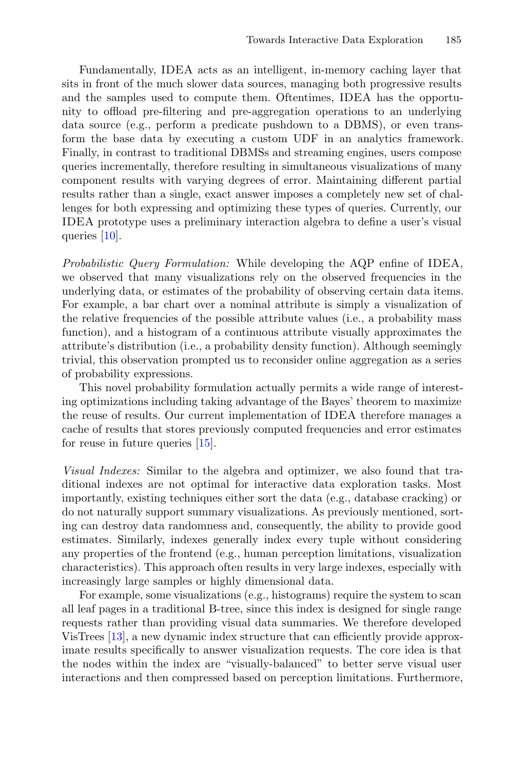Fundamentally, IDEA acts as an intelligent, in-memory caching layer that sits in front of the much slower data sources, managing both progressive results and the samples used to compute them. Oftentimes, IDEA has the opportunity to offload pre-filtering and pre-aggregation operations to an underlying data source (e.g., perform a predicate pushdown to a DBMS), or even transform the base data by executing a custom UDF in an analytics framework. Finally, in contrast to traditional DBMSs and streaming engines, users compose queries incrementally, therefore resulting in simultaneous visualizations of many component results with varying degrees of error. Maintaining different partial results rather than a single, exact answer imposes a completely new set of challenges for both expressing and optimizing these types of queries. Currently, our IDEA prototype uses a preliminary interaction algebra to define a user's visual queries [10].

*Probabilistic Query Formulation:* While developing the AQP enfine of IDEA, we observed that many visualizations rely on the observed frequencies in the underlying data, or estimates of the probability of observing certain data items. For example, a bar chart over a nominal attribute is simply a visualization of the relative frequencies of the possible attribute values (i.e., a probability mass function), and a histogram of a continuous attribute visually approximates the attribute's distribution (i.e., a probability density function). Although seemingly trivial, this observation prompted us to reconsider online aggregation as a series of probability expressions.

This novel probability formulation actually permits a wide range of interesting optimizations including taking advantage of the Bayes' theorem to maximize the reuse of results. Our current implementation of IDEA therefore manages a cache of results that stores previously computed frequencies and error estimates for reuse in future queries [15].

*Visual Indexes:* Similar to the algebra and optimizer, we also found that traditional indexes are not optimal for interactive data exploration tasks. Most importantly, existing techniques either sort the data (e.g., database cracking) or do not naturally support summary visualizations. As previously mentioned, sorting can destroy data randomness and, consequently, the ability to provide good estimates. Similarly, indexes generally index every tuple without considering any properties of the frontend (e.g., human perception limitations, visualization characteristics). This approach often results in very large indexes, especially with increasingly large samples or highly dimensional data.

For example, some visualizations (e.g., histograms) require the system to scan all leaf pages in a traditional B-tree, since this index is designed for single range requests rather than providing visual data summaries. We therefore developed VisTrees [13], a new dynamic index structure that can efficiently provide approximate results specifically to answer visualization requests. The core idea is that the nodes within the index are "visually-balanced" to better serve visual user interactions and then compressed based on perception limitations. Furthermore,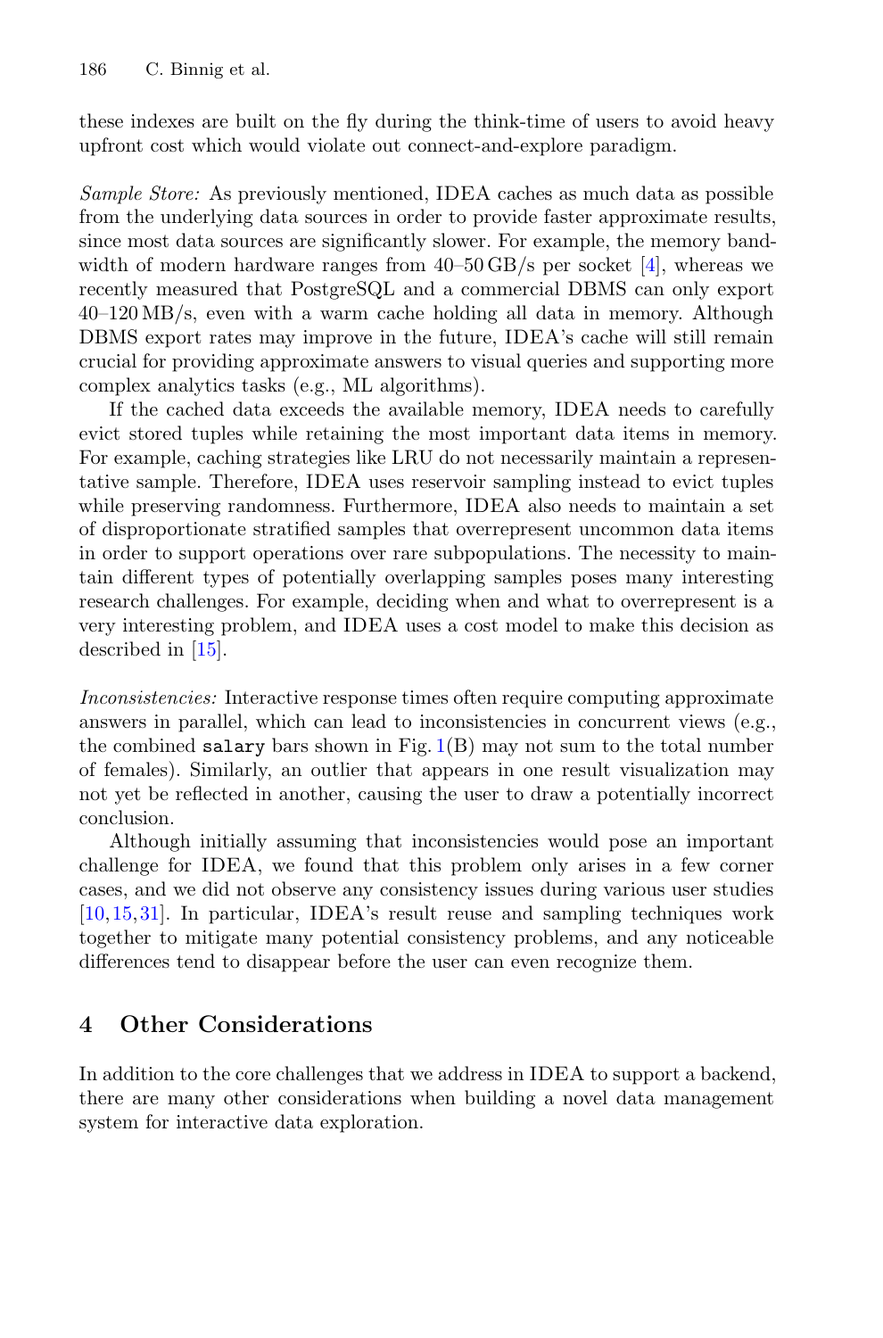these indexes are built on the fly during the think-time of users to avoid heavy upfront cost which would violate out connect-and-explore paradigm.

*Sample Store:* As previously mentioned, IDEA caches as much data as possible from the underlying data sources in order to provide faster approximate results, since most data sources are significantly slower. For example, the memory bandwidth of modern hardware ranges from 40–50 GB/s per socket [4], whereas we recently measured that PostgreSQL and a commercial DBMS can only export 40–120 MB/s, even with a warm cache holding all data in memory. Although DBMS export rates may improve in the future, IDEA's cache will still remain crucial for providing approximate answers to visual queries and supporting more complex analytics tasks (e.g., ML algorithms).

If the cached data exceeds the available memory, IDEA needs to carefully evict stored tuples while retaining the most important data items in memory. For example, caching strategies like LRU do not necessarily maintain a representative sample. Therefore, IDEA uses reservoir sampling instead to evict tuples while preserving randomness. Furthermore, IDEA also needs to maintain a set of disproportionate stratified samples that overrepresent uncommon data items in order to support operations over rare subpopulations. The necessity to maintain different types of potentially overlapping samples poses many interesting research challenges. For example, deciding when and what to overrepresent is a very interesting problem, and IDEA uses a cost model to make this decision as described in [15].

*Inconsistencies:* Interactive response times often require computing approximate answers in parallel, which can lead to inconsistencies in concurrent views (e.g., the combined `salary` bars shown in Fig. 1(B) may not sum to the total number of females). Similarly, an outlier that appears in one result visualization may not yet be reflected in another, causing the user to draw a potentially incorrect conclusion.

Although initially assuming that inconsistencies would pose an important challenge for IDEA, we found that this problem only arises in a few corner cases, and we did not observe any consistency issues during various user studies [10,15,31]. In particular, IDEA's result reuse and sampling techniques work together to mitigate many potential consistency problems, and any noticeable differences tend to disappear before the user can even recognize them.

## 4 Other Considerations

In addition to the core challenges that we address in IDEA to support a backend, there are many other considerations when building a novel data management system for interactive data exploration.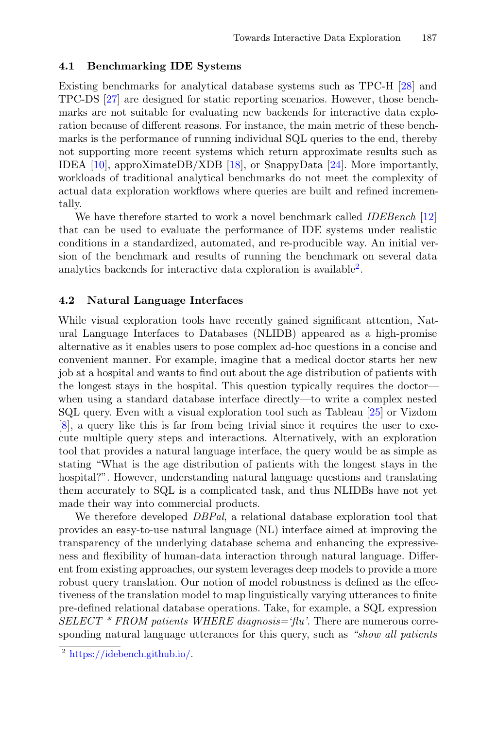### 4.1 Benchmarking IDE Systems

Existing benchmarks for analytical database systems such as TPC-H [28] and TPC-DS [27] are designed for static reporting scenarios. However, those benchmarks are not suitable for evaluating new backends for interactive data exploration because of different reasons. For instance, the main metric of these benchmarks is the performance of running individual SQL queries to the end, thereby not supporting more recent systems which return approximate results such as IDEA [10], approXimateDB/XDB [18], or SnappyData [24]. More importantly, workloads of traditional analytical benchmarks do not meet the complexity of actual data exploration workflows where queries are built and refined incrementally.

We have therefore started to work a novel benchmark called *IDEBench* [12] that can be used to evaluate the performance of IDE systems under realistic conditions in a standardized, automated, and re-producible way. An initial version of the benchmark and results of running the benchmark on several data analytics backends for interactive data exploration is available[2].

### 4.2 Natural Language Interfaces

While visual exploration tools have recently gained significant attention, Natural Language Interfaces to Databases (NLIDB) appeared as a high-promise alternative as it enables users to pose complex ad-hoc questions in a concise and convenient manner. For example, imagine that a medical doctor starts her new job at a hospital and wants to find out about the age distribution of patients with the longest stays in the hospital. This question typically requires the doctor—when using a standard database interface directly—to write a complex nested SQL query. Even with a visual exploration tool such as Tableau [25] or Vizdom [8], a query like this is far from being trivial since it requires the user to execute multiple query steps and interactions. Alternatively, with an exploration tool that provides a natural language interface, the query would be as simple as stating "What is the age distribution of patients with the longest stays in the hospital?". However, understanding natural language questions and translating them accurately to SQL is a complicated task, and thus NLIDBs have not yet made their way into commercial products.

We therefore developed *DBPal*, a relational database exploration tool that provides an easy-to-use natural language (NL) interface aimed at improving the transparency of the underlying database schema and enhancing the expressiveness and flexibility of human-data interaction through natural language. Different from existing approaches, our system leverages deep models to provide a more robust query translation. Our notion of model robustness is defined as the effectiveness of the translation model to map linguistically varying utterances to finite pre-defined relational database operations. Take, for example, a SQL expression *SELECT * FROM patients WHERE diagnosis='flu'*. There are numerous corresponding natural language utterances for this query, such as *"show all patients*

[2] https://idebench.github.io/.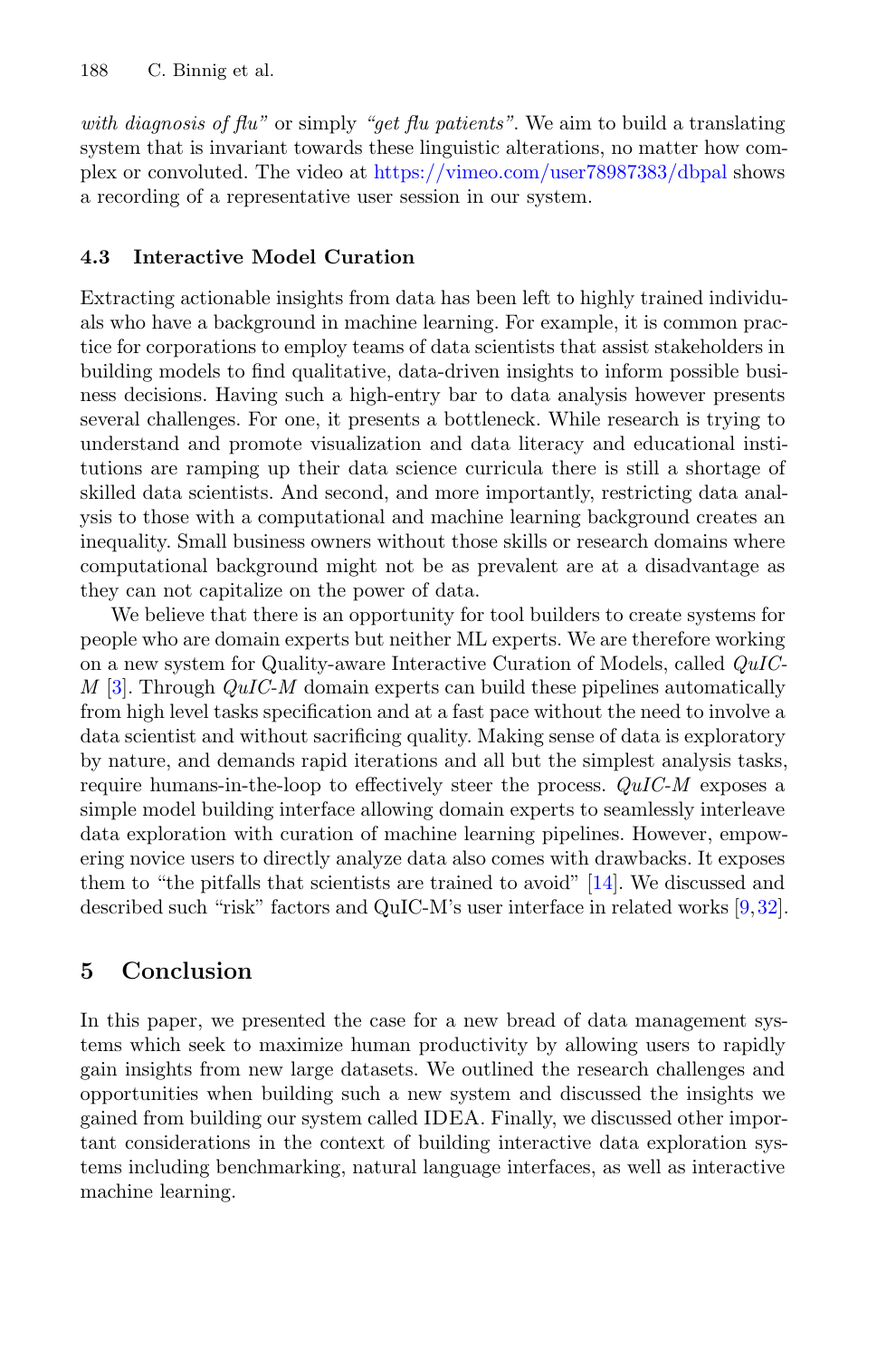*with diagnosis of flu"* or simply *"get flu patients"*. We aim to build a translating system that is invariant towards these linguistic alterations, no matter how complex or convoluted. The video at https://vimeo.com/user78987383/dbpal shows a recording of a representative user session in our system.

### 4.3 Interactive Model Curation

Extracting actionable insights from data has been left to highly trained individuals who have a background in machine learning. For example, it is common practice for corporations to employ teams of data scientists that assist stakeholders in building models to find qualitative, data-driven insights to inform possible business decisions. Having such a high-entry bar to data analysis however presents several challenges. For one, it presents a bottleneck. While research is trying to understand and promote visualization and data literacy and educational institutions are ramping up their data science curricula there is still a shortage of skilled data scientists. And second, and more importantly, restricting data analysis to those with a computational and machine learning background creates an inequality. Small business owners without those skills or research domains where computational background might not be as prevalent are at a disadvantage as they can not capitalize on the power of data.

We believe that there is an opportunity for tool builders to create systems for people who are domain experts but neither ML experts. We are therefore working on a new system for Quality-aware Interactive Curation of Models, called *QuIC-M* [3]. Through *QuIC-M* domain experts can build these pipelines automatically from high level tasks specification and at a fast pace without the need to involve a data scientist and without sacrificing quality. Making sense of data is exploratory by nature, and demands rapid iterations and all but the simplest analysis tasks, require humans-in-the-loop to effectively steer the process. *QuIC-M* exposes a simple model building interface allowing domain experts to seamlessly interleave data exploration with curation of machine learning pipelines. However, empowering novice users to directly analyze data also comes with drawbacks. It exposes them to "the pitfalls that scientists are trained to avoid" [14]. We discussed and described such "risk" factors and QuIC-M's user interface in related works [9,32].

## 5 Conclusion

In this paper, we presented the case for a new bread of data management systems which seek to maximize human productivity by allowing users to rapidly gain insights from new large datasets. We outlined the research challenges and opportunities when building such a new system and discussed the insights we gained from building our system called IDEA. Finally, we discussed other important considerations in the context of building interactive data exploration systems including benchmarking, natural language interfaces, as well as interactive machine learning.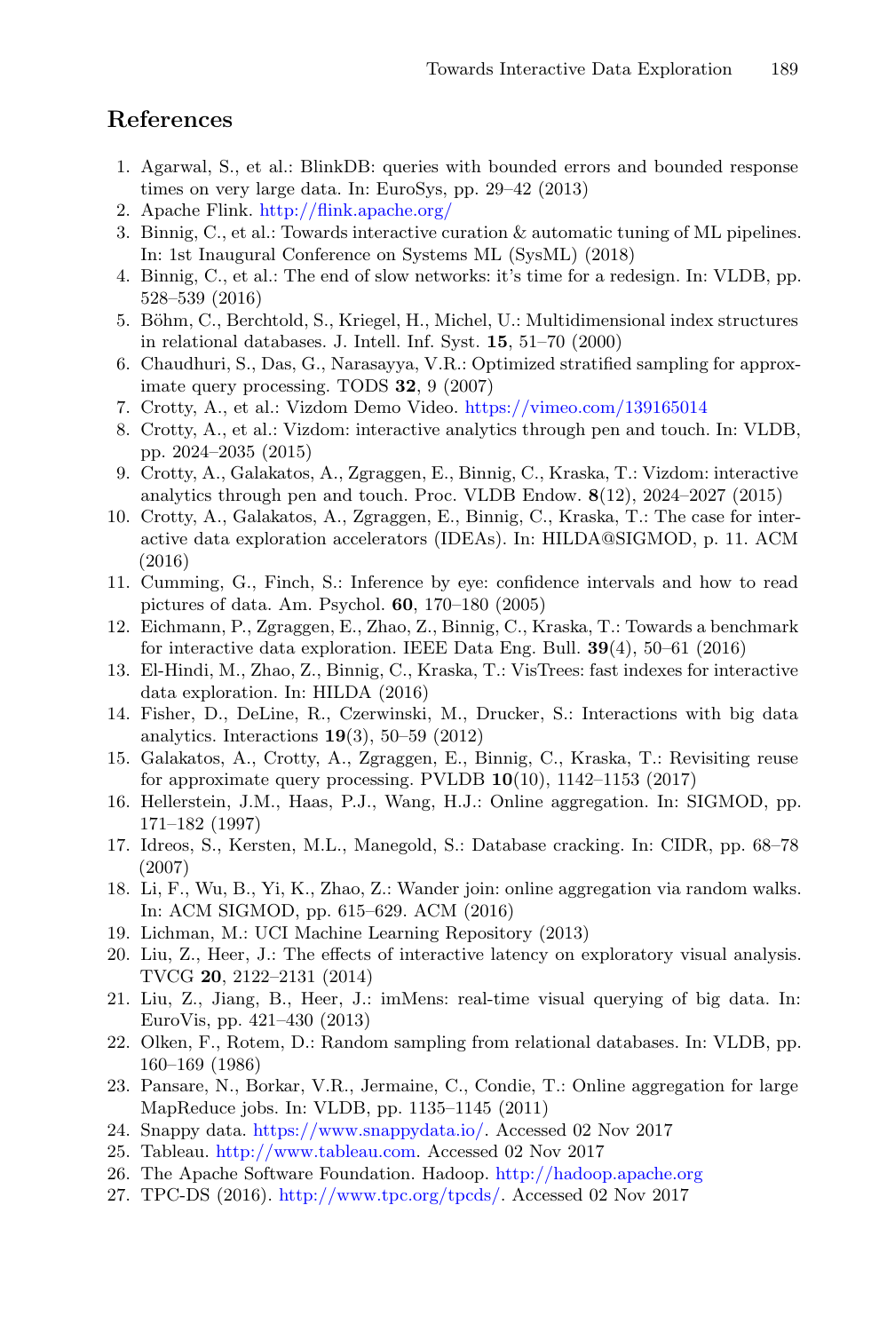## References

1. Agarwal, S., et al.: BlinkDB: queries with bounded errors and bounded response times on very large data. In: EuroSys, pp. 29–42 (2013)
2. Apache Flink. http://flink.apache.org/
3. Binnig, C., et al.: Towards interactive curation & automatic tuning of ML pipelines. In: 1st Inaugural Conference on Systems ML (SysML) (2018)
4. Binnig, C., et al.: The end of slow networks: it's time for a redesign. In: VLDB, pp. 528–539 (2016)
5. Böhm, C., Berchtold, S., Kriegel, H., Michel, U.: Multidimensional index structures in relational databases. J. Intell. Inf. Syst. **15**, 51–70 (2000)
6. Chaudhuri, S., Das, G., Narasayya, V.R.: Optimized stratified sampling for approximate query processing. TODS **32**, 9 (2007)
7. Crotty, A., et al.: Vizdom Demo Video. https://vimeo.com/139165014
8. Crotty, A., et al.: Vizdom: interactive analytics through pen and touch. In: VLDB, pp. 2024–2035 (2015)
9. Crotty, A., Galakatos, A., Zgraggen, E., Binnig, C., Kraska, T.: Vizdom: interactive analytics through pen and touch. Proc. VLDB Endow. **8**(12), 2024–2027 (2015)
10. Crotty, A., Galakatos, A., Zgraggen, E., Binnig, C., Kraska, T.: The case for interactive data exploration accelerators (IDEAs). In: HILDA@SIGMOD, p. 11. ACM (2016)
11. Cumming, G., Finch, S.: Inference by eye: confidence intervals and how to read pictures of data. Am. Psychol. **60**, 170–180 (2005)
12. Eichmann, P., Zgraggen, E., Zhao, Z., Binnig, C., Kraska, T.: Towards a benchmark for interactive data exploration. IEEE Data Eng. Bull. **39**(4), 50–61 (2016)
13. El-Hindi, M., Zhao, Z., Binnig, C., Kraska, T.: VisTrees: fast indexes for interactive data exploration. In: HILDA (2016)
14. Fisher, D., DeLine, R., Czerwinski, M., Drucker, S.: Interactions with big data analytics. Interactions **19**(3), 50–59 (2012)
15. Galakatos, A., Crotty, A., Zgraggen, E., Binnig, C., Kraska, T.: Revisiting reuse for approximate query processing. PVLDB **10**(10), 1142–1153 (2017)
16. Hellerstein, J.M., Haas, P.J., Wang, H.J.: Online aggregation. In: SIGMOD, pp. 171–182 (1997)
17. Idreos, S., Kersten, M.L., Manegold, S.: Database cracking. In: CIDR, pp. 68–78 (2007)
18. Li, F., Wu, B., Yi, K., Zhao, Z.: Wander join: online aggregation via random walks. In: ACM SIGMOD, pp. 615–629. ACM (2016)
19. Lichman, M.: UCI Machine Learning Repository (2013)
20. Liu, Z., Heer, J.: The effects of interactive latency on exploratory visual analysis. TVCG **20**, 2122–2131 (2014)
21. Liu, Z., Jiang, B., Heer, J.: imMens: real-time visual querying of big data. In: EuroVis, pp. 421–430 (2013)
22. Olken, F., Rotem, D.: Random sampling from relational databases. In: VLDB, pp. 160–169 (1986)
23. Pansare, N., Borkar, V.R., Jermaine, C., Condie, T.: Online aggregation for large MapReduce jobs. In: VLDB, pp. 1135–1145 (2011)
24. Snappy data. https://www.snappydata.io/. Accessed 02 Nov 2017
25. Tableau. http://www.tableau.com. Accessed 02 Nov 2017
26. The Apache Software Foundation. Hadoop. http://hadoop.apache.org
27. TPC-DS (2016). http://www.tpc.org/tpcds/. Accessed 02 Nov 2017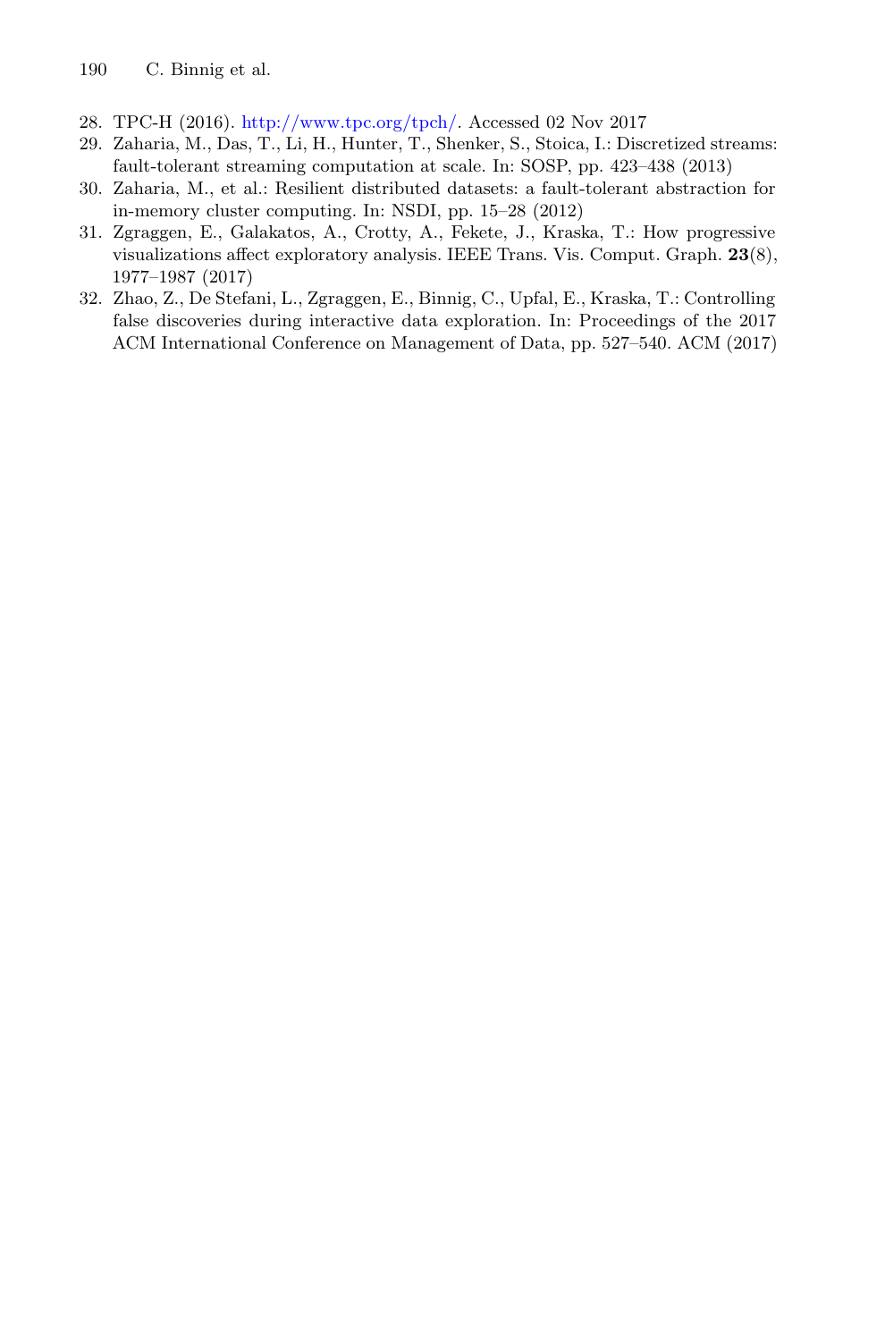28. TPC-H (2016). http://www.tpc.org/tpch/. Accessed 02 Nov 2017
29. Zaharia, M., Das, T., Li, H., Hunter, T., Shenker, S., Stoica, I.: Discretized streams: fault-tolerant streaming computation at scale. In: SOSP, pp. 423–438 (2013)
30. Zaharia, M., et al.: Resilient distributed datasets: a fault-tolerant abstraction for in-memory cluster computing. In: NSDI, pp. 15–28 (2012)
31. Zgraggen, E., Galakatos, A., Crotty, A., Fekete, J., Kraska, T.: How progressive visualizations affect exploratory analysis. IEEE Trans. Vis. Comput. Graph. **23**(8), 1977–1987 (2017)
32. Zhao, Z., De Stefani, L., Zgraggen, E., Binnig, C., Upfal, E., Kraska, T.: Controlling false discoveries during interactive data exploration. In: Proceedings of the 2017 ACM International Conference on Management of Data, pp. 527–540. ACM (2017)